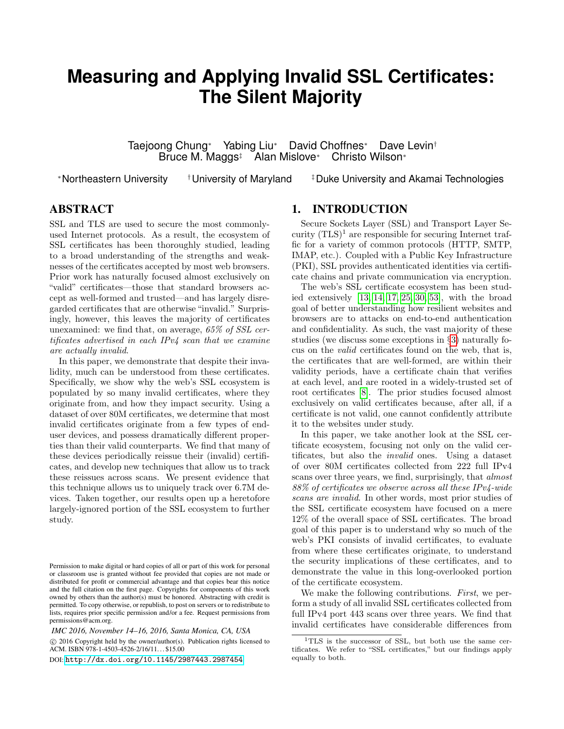# Measuring and Applying Invalid SSL Certificates: The Silent Majority

Taejoong Chung* Yabing Liu* David Choffnes* Dave Levin† Bruce M. Maggs‡ Alan Mislove* Christo Wilson*

*Northeastern University †University of Maryland ‡Duke University and Akamai Technologies

## ABSTRACT

SSL and TLS are used to secure the most commonly-used Internet protocols. As a result, the ecosystem of SSL certificates has been thoroughly studied, leading to a broad understanding of the strengths and weaknesses of the certificates accepted by most web browsers. Prior work has naturally focused almost exclusively on "valid" certificates—those that standard browsers accept as well-formed and trusted—and has largely disregarded certificates that are otherwise "invalid." Surprisingly, however, this leaves the majority of certificates unexamined: we find that, on average, *65% of SSL certificates advertised in each IPv4 scan that we examine are actually invalid*.

In this paper, we demonstrate that despite their invalidity, much can be understood from these certificates. Specifically, we show why the web's SSL ecosystem is populated by so many invalid certificates, where they originate from, and how they impact security. Using a dataset of over 80M certificates, we determine that most invalid certificates originate from a few types of end-user devices, and possess dramatically different properties than their valid counterparts. We find that many of these devices periodically reissue their (invalid) certificates, and develop new techniques that allow us to track these reissues across scans. We present evidence that this technique allows us to uniquely track over 6.7M devices. Taken together, our results open up a heretofore largely-ignored portion of the SSL ecosystem to further study.

Permission to make digital or hard copies of all or part of this work for personal or classroom use is granted without fee provided that copies are not made or distributed for profit or commercial advantage and that copies bear this notice and the full citation on the first page. Copyrights for components of this work owned by others than the author(s) must be honored. Abstracting with credit is permitted. To copy otherwise, or republish, to post on servers or to redistribute to lists, requires prior specific permission and/or a fee. Request permissions from permissions@acm.org.

*IMC 2016, November 14–16, 2016, Santa Monica, CA, USA*

© 2016 Copyright held by the owner/author(s). Publication rights licensed to ACM. ISBN 978-1-4503-4526-2/16/11...$15.00

DOI: http://dx.doi.org/10.1145/2987443.2987454

## 1. INTRODUCTION

Secure Sockets Layer (SSL) and Transport Layer Security (TLS)[1] are responsible for securing Internet traffic for a variety of common protocols (HTTP, SMTP, IMAP, etc.). Coupled with a Public Key Infrastructure (PKI), SSL provides authenticated identities via certificate chains and private communication via encryption.

The web's SSL certificate ecosystem has been studied extensively [13, 14, 17, 25, 30, 53], with the broad goal of better understanding how resilient websites and browsers are to attacks on end-to-end authentication and confidentiality. As such, the vast majority of these studies (we discuss some exceptions in §3) naturally focus on the *valid* certificates found on the web, that is, the certificates that are well-formed, are within their validity periods, have a certificate chain that verifies at each level, and are rooted in a widely-trusted set of root certificates [8]. The prior studies focused almost exclusively on valid certificates because, after all, if a certificate is not valid, one cannot confidently attribute it to the websites under study.

In this paper, we take another look at the SSL certificate ecosystem, focusing not only on the valid certificates, but also the *invalid* ones. Using a dataset of over 80M certificates collected from 222 full IPv4 scans over three years, we find, surprisingly, that *almost 88% of certificates we observe across all these IPv4-wide scans are invalid*. In other words, most prior studies of the SSL certificate ecosystem have focused on a mere 12% of the overall space of SSL certificates. The broad goal of this paper is to understand why so much of the web's PKI consists of invalid certificates, to evaluate from where these certificates originate, to understand the security implications of these certificates, and to demonstrate the value in this long-overlooked portion of the certificate ecosystem.

We make the following contributions. *First*, we perform a study of all invalid SSL certificates collected from full IPv4 port 443 scans over three years. We find that invalid certificates have considerable differences from

[1] TLS is the successor of SSL, but both use the same certificates. We refer to "SSL certificates," but our findings apply equally to both.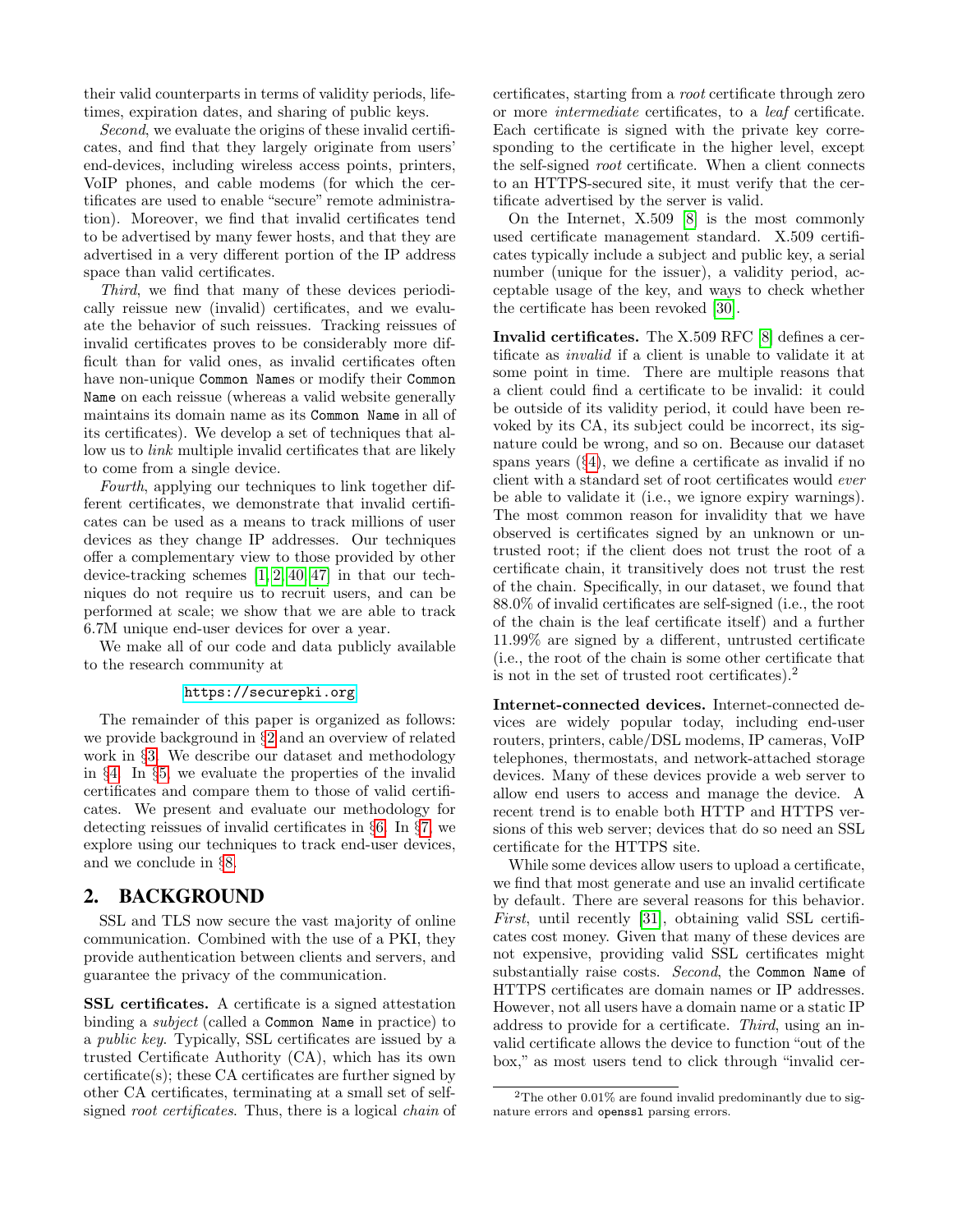their valid counterparts in terms of validity periods, lifetimes, expiration dates, and sharing of public keys.

*Second*, we evaluate the origins of these invalid certificates, and find that they largely originate from users' end-devices, including wireless access points, printers, VoIP phones, and cable modems (for which the certificates are used to enable "secure" remote administration). Moreover, we find that invalid certificates tend to be advertised by many fewer hosts, and that they are advertised in a very different portion of the IP address space than valid certificates.

*Third*, we find that many of these devices periodically reissue new (invalid) certificates, and we evaluate the behavior of such reissues. Tracking reissues of invalid certificates proves to be considerably more difficult than for valid ones, as invalid certificates often have non-unique `Common Name`s or modify their `Common Name` on each reissue (whereas a valid website generally maintains its domain name as its `Common Name` in all of its certificates). We develop a set of techniques that allow us to *link* multiple invalid certificates that are likely to come from a single device.

*Fourth*, applying our techniques to link together different certificates, we demonstrate that invalid certificates can be used as a means to track millions of user devices as they change IP addresses. Our techniques offer a complementary view to those provided by other device-tracking schemes [1, 2, 40, 47] in that our techniques do not require us to recruit users, and can be performed at scale; we show that we are able to track 6.7M unique end-user devices for over a year.

We make all of our code and data publicly available to the research community at

https://securepki.org

The remainder of this paper is organized as follows: we provide background in §2 and an overview of related work in §3. We describe our dataset and methodology in §4. In §5, we evaluate the properties of the invalid certificates and compare them to those of valid certificates. We present and evaluate our methodology for detecting reissues of invalid certificates in §6. In §7, we explore using our techniques to track end-user devices, and we conclude in §8.

## 2. BACKGROUND

SSL and TLS now secure the vast majority of online communication. Combined with the use of a PKI, they provide authentication between clients and servers, and guarantee the privacy of the communication.

**SSL certificates.** A certificate is a signed attestation binding a *subject* (called a `Common Name` in practice) to a *public key*. Typically, SSL certificates are issued by a trusted Certificate Authority (CA), which has its own certificate(s); these CA certificates are further signed by other CA certificates, terminating at a small set of self-signed *root certificates*. Thus, there is a logical *chain* of certificates, starting from a *root* certificate through zero or more *intermediate* certificates, to a *leaf* certificate. Each certificate is signed with the private key corresponding to the certificate in the higher level, except the self-signed *root* certificate. When a client connects to an HTTPS-secured site, it must verify that the certificate advertised by the server is valid.

On the Internet, X.509 [8] is the most commonly used certificate management standard. X.509 certificates typically include a subject and public key, a serial number (unique for the issuer), a validity period, acceptable usage of the key, and ways to check whether the certificate has been revoked [30].

**Invalid certificates.** The X.509 RFC [8] defines a certificate as *invalid* if a client is unable to validate it at some point in time. There are multiple reasons that a client could find a certificate to be invalid: it could be outside of its validity period, it could have been revoked by its CA, its subject could be incorrect, its signature could be wrong, and so on. Because our dataset spans years (§4), we define a certificate as invalid if no client with a standard set of root certificates would *ever* be able to validate it (i.e., we ignore expiry warnings). The most common reason for invalidity that we have observed is certificates signed by an unknown or untrusted root; if the client does not trust the root of a certificate chain, it transitively does not trust the rest of the chain. Specifically, in our dataset, we found that 88.0% of invalid certificates are self-signed (i.e., the root of the chain is the leaf certificate itself) and a further 11.99% are signed by a different, untrusted certificate (i.e., the root of the chain is some other certificate that is not in the set of trusted root certificates).[2]

**Internet-connected devices.** Internet-connected devices are widely popular today, including end-user routers, printers, cable/DSL modems, IP cameras, VoIP telephones, thermostats, and network-attached storage devices. Many of these devices provide a web server to allow end users to access and manage the device. A recent trend is to enable both HTTP and HTTPS versions of this web server; devices that do so need an SSL certificate for the HTTPS site.

While some devices allow users to upload a certificate, we find that most generate and use an invalid certificate by default. There are several reasons for this behavior. *First*, until recently [31], obtaining valid SSL certificates cost money. Given that many of these devices are not expensive, providing valid SSL certificates might substantially raise costs. *Second*, the `Common Name` of HTTPS certificates are domain names or IP addresses. However, not all users have a domain name or a static IP address to provide for a certificate. *Third*, using an invalid certificate allows the device to function "out of the box," as most users tend to click through "invalid cer-

[2] The other 0.01% are found invalid predominantly due to signature errors and `openssl` parsing errors.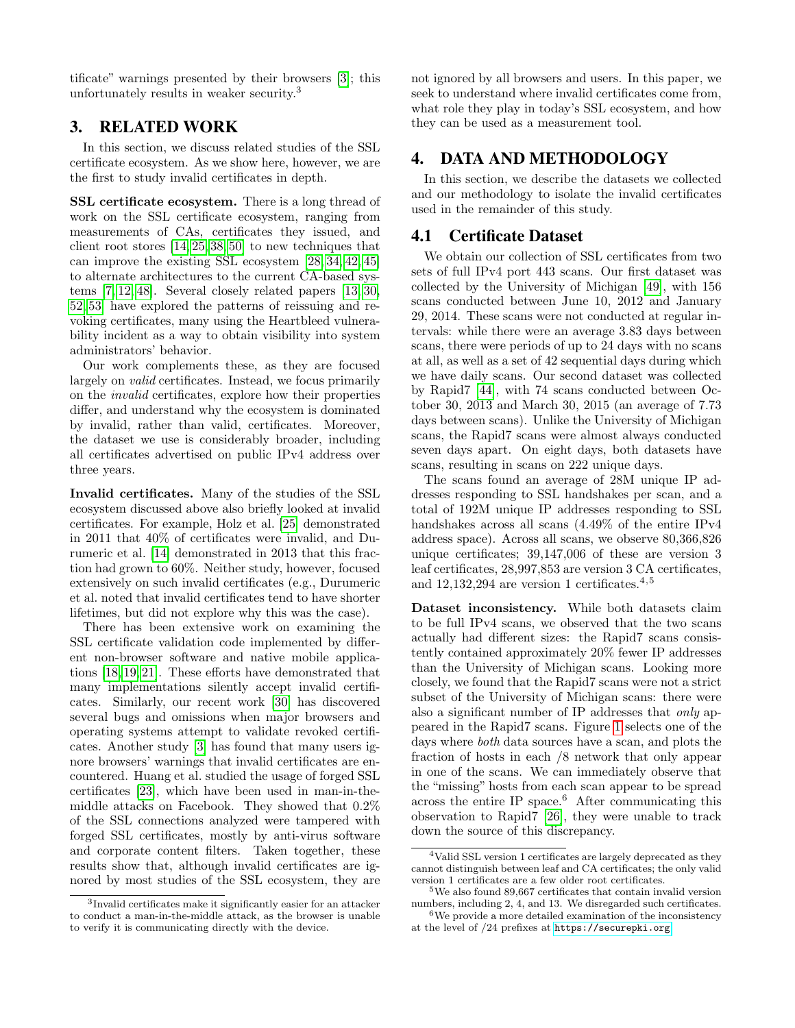tificate" warnings presented by their browsers [3]; this unfortunately results in weaker security.[3]

## 3. RELATED WORK

In this section, we discuss related studies of the SSL certificate ecosystem. As we show here, however, we are the first to study invalid certificates in depth.

**SSL certificate ecosystem.** There is a long thread of work on the SSL certificate ecosystem, ranging from measurements of CAs, certificates they issued, and client root stores [14,25,38,50] to new techniques that can improve the existing SSL ecosystem [28,34,42,45] to alternate architectures to the current CA-based systems [7,12,48]. Several closely related papers [13,30,52,53] have explored the patterns of reissuing and revoking certificates, many using the Heartbleed vulnerability incident as a way to obtain visibility into system administrators' behavior.

Our work complements these, as they are focused largely on *valid* certificates. Instead, we focus primarily on the *invalid* certificates, explore how their properties differ, and understand why the ecosystem is dominated by invalid, rather than valid, certificates. Moreover, the dataset we use is considerably broader, including all certificates advertised on public IPv4 address over three years.

**Invalid certificates.** Many of the studies of the SSL ecosystem discussed above also briefly looked at invalid certificates. For example, Holz et al. [25] demonstrated in 2011 that 40% of certificates were invalid, and Durumeric et al. [14] demonstrated in 2013 that this fraction had grown to 60%. Neither study, however, focused extensively on such invalid certificates (e.g., Durumeric et al. noted that invalid certificates tend to have shorter lifetimes, but did not explore why this was the case).

There has been extensive work on examining the SSL certificate validation code implemented by different non-browser software and native mobile applications [18,19,21]. These efforts have demonstrated that many implementations silently accept invalid certificates. Similarly, our recent work [30] has discovered several bugs and omissions when major browsers and operating systems attempt to validate revoked certificates. Another study [3] has found that many users ignore browsers' warnings that invalid certificates are encountered. Huang et al. studied the usage of forged SSL certificates [23], which have been used in man-in-the-middle attacks on Facebook. They showed that 0.2% of the SSL connections analyzed were tampered with forged SSL certificates, mostly by anti-virus software and corporate content filters. Taken together, these results show that, although invalid certificates are ignored by most studies of the SSL ecosystem, they are not ignored by all browsers and users. In this paper, we seek to understand where invalid certificates come from, what role they play in today's SSL ecosystem, and how they can be used as a measurement tool.

## 4. DATA AND METHODOLOGY

In this section, we describe the datasets we collected and our methodology to isolate the invalid certificates used in the remainder of this study.

### 4.1 Certificate Dataset

We obtain our collection of SSL certificates from two sets of full IPv4 port 443 scans. Our first dataset was collected by the University of Michigan [49], with 156 scans conducted between June 10, 2012 and January 29, 2014. These scans were not conducted at regular intervals: while there were an average 3.83 days between scans, there were periods of up to 24 days with no scans at all, as well as a set of 42 sequential days during which we have daily scans. Our second dataset was collected by Rapid7 [44], with 74 scans conducted between October 30, 2013 and March 30, 2015 (an average of 7.73 days between scans). Unlike the University of Michigan scans, the Rapid7 scans were almost always conducted seven days apart. On eight days, both datasets have scans, resulting in scans on 222 unique days.

The scans found an average of 28M unique IP addresses responding to SSL handshakes per scan, and a total of 192M unique IP addresses responding to SSL handshakes across all scans (4.49% of the entire IPv4 address space). Across all scans, we observe 80,366,826 unique certificates; 39,147,006 of these are version 3 leaf certificates, 28,997,853 are version 3 CA certificates, and 12,132,294 are version 1 certificates.[4,5]

**Dataset inconsistency.** While both datasets claim to be full IPv4 scans, we observed that the two scans actually had different sizes: the Rapid7 scans consistently contained approximately 20% fewer IP addresses than the University of Michigan scans. Looking more closely, we found that the Rapid7 scans were not a strict subset of the University of Michigan scans: there were also a significant number of IP addresses that *only* appeared in the Rapid7 scans. Figure 1 selects one of the days where *both* data sources have a scan, and plots the fraction of hosts in each /8 network that only appear in one of the scans. We can immediately observe that the "missing" hosts from each scan appear to be spread across the entire IP space.[6] After communicating this observation to Rapid7 [26], they were unable to track down the source of this discrepancy.

---

[3] Invalid certificates make it significantly easier for an attacker to conduct a man-in-the-middle attack, as the browser is unable to verify it is communicating directly with the device.

[4] Valid SSL version 1 certificates are largely deprecated as they cannot distinguish between leaf and CA certificates; the only valid version 1 certificates are a few older root certificates.

[5] We also found 89,667 certificates that contain invalid version numbers, including 2, 4, and 13. We disregarded such certificates.

[6] We provide a more detailed examination of the inconsistency at the level of /24 prefixes at `https://securepki.org`.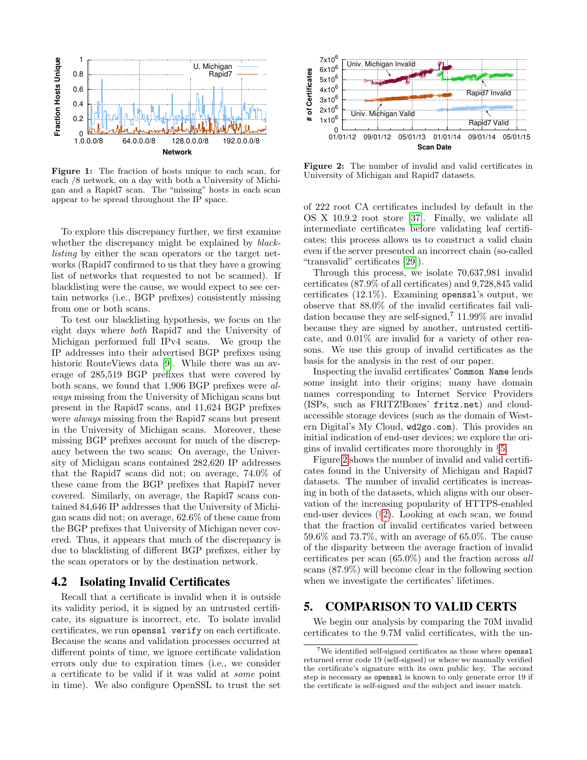Fraction Hosts Unique

1
0.8
0.6
0.4
0.2
0

1.0.0.0/8
64.0.0.0/8
128.0.0.0/8
192.0.0.0/8

Network

U. Michigan
Rapid7

**Figure 1:** The fraction of hosts unique to each scan, for each /8 network, on a day with both a University of Michigan and a Rapid7 scan. The "missing" hosts in each scan appear to be spread throughout the IP space.

To explore this discrepancy further, we first examine whether the discrepancy might be explained by *blacklisting* by either the scan operators or the target networks (Rapid7 confirmed to us that they have a growing list of networks that requested to not be scanned). If blacklisting were the cause, we would expect to see certain networks (i.e., BGP prefixes) consistently missing from one or both scans.

To test our blacklisting hypothesis, we focus on the eight days where *both* Rapid7 and the University of Michigan performed full IPv4 scans. We group the IP addresses into their advertised BGP prefixes using historic RouteViews data [9]. While there was an average of 285,519 BGP prefixes that were covered by both scans, we found that 1,906 BGP prefixes were *always* missing from the University of Michigan scans but present in the Rapid7 scans, and 11,624 BGP prefixes were *always* missing from the Rapid7 scans but present in the University of Michigan scans. Moreover, these missing BGP prefixes account for much of the discrepancy between the two scans: On average, the University of Michigan scans contained 282,620 IP addresses that the Rapid7 scans did not; on average, 74.0% of these came from the BGP prefixes that Rapid7 never covered. Similarly, on average, the Rapid7 scans contained 84,646 IP addresses that the University of Michigan scans did not; on average, 62.6% of these came from the BGP prefixes that University of Michigan never covered. Thus, it appears that much of the discrepancy is due to blacklisting of different BGP prefixes, either by the scan operators or by the destination network.

## 4.2 Isolating Invalid Certificates

Recall that a certificate is invalid when it is outside its validity period, it is signed by an untrusted certificate, its signature is incorrect, etc. To isolate invalid certificates, we run `openssl verify` on each certificate. Because the scans and validation processes occurred at different points of time, we ignore certificate validation errors only due to expiration times (i.e., we consider a certificate to be valid if it was valid at *some* point in time). We also configure OpenSSL to trust the set

# of Certificates

$7x10^6$
$6x10^6$
$5x10^6$
$4x10^6$
$3x10^6$
$2x10^6$
$1x10^6$
0

01/01/12
09/01/12
05/01/13
01/01/14
09/01/14
05/01/15

Scan Date

Univ. Michigan Invalid
Rapid7 Invalid
Univ. Michigan Valid
Rapid7 Valid

**Figure 2:** The number of invalid and valid certificates in University of Michigan and Rapid7 datasets.

of 222 root CA certificates included by default in the OS X 10.9.2 root store [37]. Finally, we validate all intermediate certificates before validating leaf certificates; this process allows us to construct a valid chain even if the server presented an incorrect chain (so-called "transvalid" certificates [29]).

Through this process, we isolate 70,637,981 invalid certificates (87.9% of all certificates) and 9,728,845 valid certificates (12.1%). Examining `openssl`'s output, we observe that 88.0% of the invalid certificates fail validation because they are self-signed,[7] 11.99% are invalid because they are signed by another, untrusted certificate, and 0.01% are invalid for a variety of other reasons. We use this group of invalid certificates as the basis for the analysis in the rest of our paper.

Inspecting the invalid certificates' `Common Name` lends some insight into their origins; many have domain names corresponding to Internet Service Providers (ISPs, such as FRITZ!Boxes' `fritz.net`) and cloud-accessible storage devices (such as the domain of Western Digital's My Cloud, `wd2go.com`). This provides an initial indication of end-user devices; we explore the origins of invalid certificates more thoroughly in §5.

Figure 2 shows the number of invalid and valid certificates found in the University of Michigan and Rapid7 datasets. The number of invalid certificates is increasing in both of the datasets, which aligns with our observation of the increasing popularity of HTTPS-enabled end-user devices (§2). Looking at each scan, we found that the fraction of invalid certificates varied between 59.6% and 73.7%, with an average of 65.0%. The cause of the disparity between the average fraction of invalid certificates per scan (65.0%) and the fraction across *all* scans (87.9%) will become clear in the following section when we investigate the certificates' lifetimes.

# 5. COMPARISON TO VALID CERTS

We begin our analysis by comparing the 70M invalid certificates to the 9.7M valid certificates, with the un-

[7] We identified self-signed certificates as those where `openssl` returned error code 19 (self-signed) or where we manually verified the certificate's signature with its own public key. The second step is necessary as `openssl` is known to only generate error 19 if the certificate is self-signed *and* the subject and issuer match.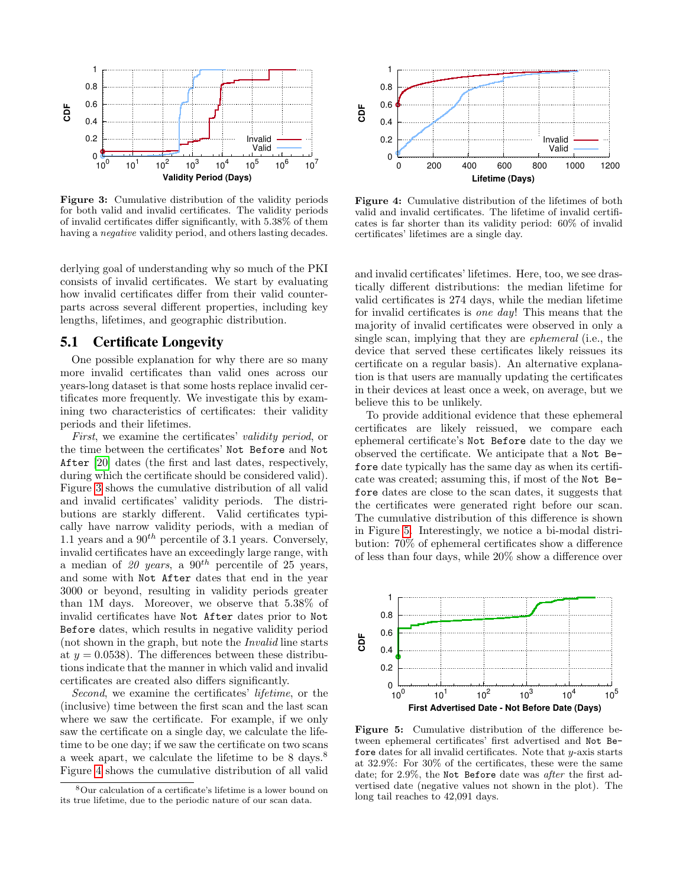CDF

Validity Period (Days)

Invalid
Valid

0
0.2
0.4
0.6
0.8
1

$10^0$ $10^1$ $10^2$ $10^3$ $10^4$ $10^5$ $10^6$ $10^7$

**Figure 3:** Cumulative distribution of the validity periods for both valid and invalid certificates. The validity periods of invalid certificates differ significantly, with 5.38% of them having a *negative* validity period, and others lasting decades.

CDF

Lifetime (Days)

Invalid
Valid

0
0.2
0.4
0.6
0.8
1

0 200 400 600 800 1000 1200

**Figure 4:** Cumulative distribution of the lifetimes of both valid and invalid certificates. The lifetime of invalid certificates is far shorter than its validity period: 60% of invalid certificates' lifetimes are a single day.

derlying goal of understanding why so much of the PKI consists of invalid certificates. We start by evaluating how invalid certificates differ from their valid counterparts across several different properties, including key lengths, lifetimes, and geographic distribution.

## 5.1 Certificate Longevity

One possible explanation for why there are so many more invalid certificates than valid ones across our years-long dataset is that some hosts replace invalid certificates more frequently. We investigate this by examining two characteristics of certificates: their validity periods and their lifetimes.

*First*, we examine the certificates' *validity period*, or the time between the certificates' `Not Before` and `Not After` [20] dates (the first and last dates, respectively, during which the certificate should be considered valid). Figure 3 shows the cumulative distribution of all valid and invalid certificates' validity periods. The distributions are starkly different. Valid certificates typically have narrow validity periods, with a median of 1.1 years and a $90^{th}$ percentile of 3.1 years. Conversely, invalid certificates have an exceedingly large range, with a median of *20 years*, a $90^{th}$ percentile of 25 years, and some with `Not After` dates that end in the year 3000 or beyond, resulting in validity periods greater than 1M days. Moreover, we observe that 5.38% of invalid certificates have `Not After` dates prior to `Not Before` dates, which results in negative validity period (not shown in the graph, but note the *Invalid* line starts at $y = 0.0538$). The differences between these distributions indicate that the manner in which valid and invalid certificates are created also differs significantly.

*Second*, we examine the certificates' *lifetime*, or the (inclusive) time between the first scan and the last scan where we saw the certificate. For example, if we only saw the certificate on a single day, we calculate the lifetime to be one day; if we saw the certificate on two scans a week apart, we calculate the lifetime to be 8 days.[8] Figure 4 shows the cumulative distribution of all valid and invalid certificates' lifetimes. Here, too, we see drastically different distributions: the median lifetime for valid certificates is 274 days, while the median lifetime for invalid certificates is *one day*! This means that the majority of invalid certificates were observed in only a single scan, implying that they are *ephemeral* (i.e., the device that served these certificates likely reissues its certificate on a regular basis). An alternative explanation is that users are manually updating the certificates in their devices at least once a week, on average, but we believe this to be unlikely.

To provide additional evidence that these ephemeral certificates are likely reissued, we compare each ephemeral certificate's `Not Before` date to the day we observed the certificate. We anticipate that a `Not Before` date typically has the same day as when its certificate was created; assuming this, if most of the `Not Before` dates are close to the scan dates, it suggests that the certificates were generated right before our scan. The cumulative distribution of this difference is shown in Figure 5. Interestingly, we notice a bi-modal distribution: 70% of ephemeral certificates show a difference of less than four days, while 20% show a difference over

CDF

First Advertised Date - Not Before Date (Days)

0
0.2
0.4
0.6
0.8
1

$10^0$ $10^1$ $10^2$ $10^3$ $10^4$ $10^5$

**Figure 5:** Cumulative distribution of the difference between ephemeral certificates' first advertised and `Not Before` dates for all invalid certificates. Note that $y$-axis starts at 32.9%: For 30% of the certificates, these were the same date; for 2.9%, the `Not Before` date was *after* the first advertised date (negative values not shown in the plot). The long tail reaches to 42,091 days.

[8] Our calculation of a certificate's lifetime is a lower bound on its true lifetime, due to the periodic nature of our scan data.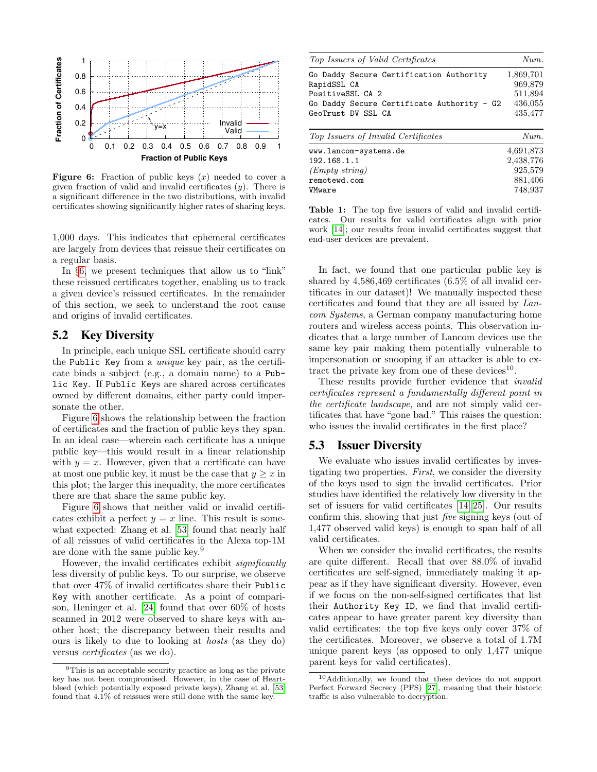Fraction of Certificates

1
0.8
0.6
0.4
0.2
0

0 0.1 0.2 0.3 0.4 0.5 0.6 0.7 0.8 0.9 1

Fraction of Public Keys

y=x

Invalid
Valid

**Figure 6:** Fraction of public keys ($x$) needed to cover a given fraction of valid and invalid certificates ($y$). There is a significant difference in the two distributions, with invalid certificates showing significantly higher rates of sharing keys.

1,000 days. This indicates that ephemeral certificates are largely from devices that reissue their certificates on a regular basis.

In §6, we present techniques that allow us to "link" these reissued certificates together, enabling us to track a given device's reissued certificates. In the remainder of this section, we seek to understand the root cause and origins of invalid certificates.

## 5.2 Key Diversity

In principle, each unique SSL certificate should carry the `Public Key` from a *unique* key pair, as the certificate binds a subject (e.g., a domain name) to a `Public Key`. If `Public Keys` are shared across certificates owned by different domains, either party could impersonate the other.

Figure 6 shows the relationship between the fraction of certificates and the fraction of public keys they span. In an ideal case—wherein each certificate has a unique public key—this would result in a linear relationship with $y = x$. However, given that a certificate can have at most one public key, it must be the case that $y \geq x$ in this plot; the larger this inequality, the more certificates there are that share the same public key.

Figure 6 shows that neither valid or invalid certificates exhibit a perfect $y = x$ line. This result is somewhat expected: Zhang et al. [53] found that nearly half of all reissues of valid certificates in the Alexa top-1M are done with the same public key.[9]

However, the invalid certificates exhibit *significantly* less diversity of public keys. To our surprise, we observe that over 47% of invalid certificates share their `Public Key` with another certificate. As a point of comparison, Heninger et al. [24] found that over 60% of hosts scanned in 2012 were observed to share keys with another host; the discrepancy between their results and ours is likely to due to looking at *hosts* (as they do) versus *certificates* (as we do).

[9]This is an acceptable security practice as long as the private key has not been compromised. However, in the case of Heartbleed (which potentially exposed private keys), Zhang et al. [53] found that 4.1% of reissues were still done with the same key.

| *Top Issuers of Valid Certificates* | *Num.* |
|---|---|
| `Go Daddy Secure Certification Authority` | 1,869,701 |
| `RapidSSL CA` | 969,879 |
| `PositiveSSL CA 2` | 511,894 |
| `Go Daddy Secure Certificate Authority - G2` | 436,055 |
| `GeoTrust DV SSL CA` | 435,477 |

| *Top Issuers of Invalid Certificates* | *Num.* |
|---|---|
| `www.lancom-systems.de` | 4,691,873 |
| `192.168.1.1` | 2,438,776 |
| *(Empty string)* | 925,579 |
| `remotewd.com` | 881,406 |
| `VMware` | 748,937 |

**Table 1:** The top five issuers of valid and invalid certificates. Our results for valid certificates align with prior work [14]; our results from invalid certificates suggest that end-user devices are prevalent.

In fact, we found that one particular public key is shared by 4,586,469 certificates (6.5% of all invalid certificates in our dataset)! We manually inspected these certificates and found that they are all issued by *Lancom Systems*, a German company manufacturing home routers and wireless access points. This observation indicates that a large number of Lancom devices use the same key pair making them potentially vulnerable to impersonation or snooping if an attacker is able to extract the private key from one of these devices[10].

These results provide further evidence that *invalid certificates represent a fundamentally different point in the certificate landscape*, and are not simply valid certificates that have "gone bad." This raises the question: who issues the invalid certificates in the first place?

## 5.3 Issuer Diversity

We evaluate who issues invalid certificates by investigating two properties. *First*, we consider the diversity of the keys used to sign the invalid certificates. Prior studies have identified the relatively low diversity in the set of issuers for valid certificates [14, 25]. Our results confirm this, showing that just *five* signing keys (out of 1,477 observed valid keys) is enough to span half of all valid certificates.

When we consider the invalid certificates, the results are quite different. Recall that over 88.0% of invalid certificates are self-signed, immediately making it appear as if they have significant diversity. However, even if we focus on the non-self-signed certificates that list their `Authority Key ID`, we find that invalid certificates appear to have greater parent key diversity than valid certificates: the top five keys only cover 37% of the certificates. Moreover, we observe a total of 1.7M unique parent keys (as opposed to only 1,477 unique parent keys for valid certificates).

[10]Additionally, we found that these devices do not support Perfect Forward Secrecy (PFS) [27], meaning that their historic traffic is also vulnerable to decryption.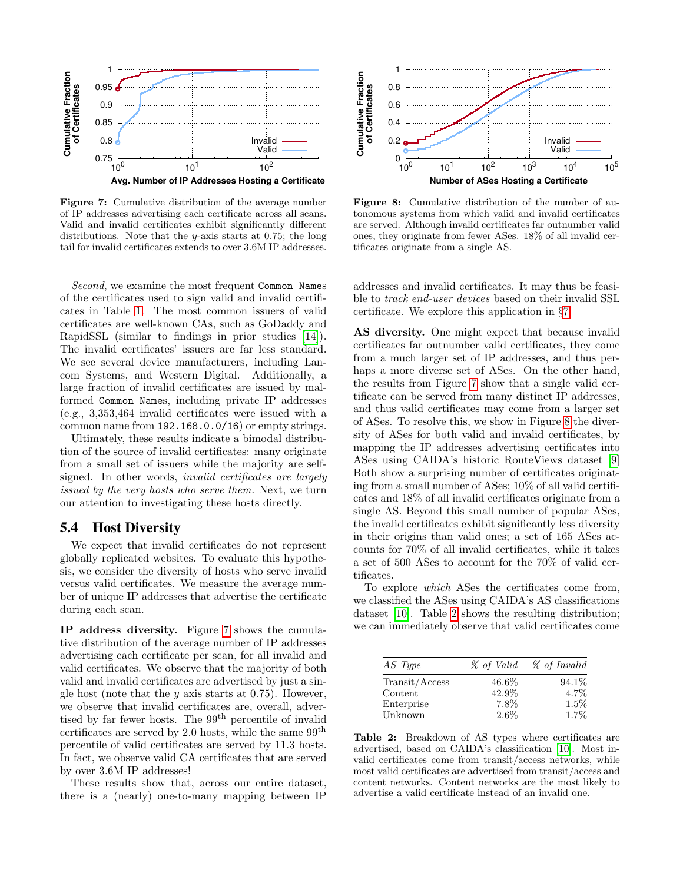Cumulative Fraction of Certificates

1
0.95
0.9
0.85
0.8
0.75

$10^0$ $10^1$ $10^2$

Avg. Number of IP Addresses Hosting a Certificate

Invalid
Valid

**Figure 7:** Cumulative distribution of the average number of IP addresses advertising each certificate across all scans. Valid and invalid certificates exhibit significantly different distributions. Note that the *y*-axis starts at 0.75; the long tail for invalid certificates extends to over 3.6M IP addresses.

Cumulative Fraction of Certificates

1
0.8
0.6
0.4
0.2
0

$10^0$ $10^1$ $10^2$ $10^3$ $10^4$ $10^5$

Number of ASes Hosting a Certificate

Invalid
Valid

**Figure 8:** Cumulative distribution of the number of autonomous systems from which valid and invalid certificates are served. Although invalid certificates far outnumber valid ones, they originate from fewer ASes. 18% of all invalid certificates originate from a single AS.

*Second*, we examine the most frequent `Common Names` of the certificates used to sign valid and invalid certificates in Table 1. The most common issuers of valid certificates are well-known CAs, such as GoDaddy and RapidSSL (similar to findings in prior studies [14]). The invalid certificates' issuers are far less standard. We see several device manufacturers, including Lancom Systems, and Western Digital. Additionally, a large fraction of invalid certificates are issued by malformed `Common Names`, including private IP addresses (e.g., 3,353,464 invalid certificates were issued with a common name from `192.168.0.0/16`) or empty strings.

Ultimately, these results indicate a bimodal distribution of the source of invalid certificates: many originate from a small set of issuers while the majority are self-signed. In other words, *invalid certificates are largely issued by the very hosts who serve them.* Next, we turn our attention to investigating these hosts directly.

## 5.4 Host Diversity

We expect that invalid certificates do not represent globally replicated websites. To evaluate this hypothesis, we consider the diversity of hosts who serve invalid versus valid certificates. We measure the average number of unique IP addresses that advertise the certificate during each scan.

**IP address diversity.** Figure 7 shows the cumulative distribution of the average number of IP addresses advertising each certificate per scan, for all invalid and valid certificates. We observe that the majority of both valid and invalid certificates are advertised by just a single host (note that the *y* axis starts at 0.75). However, we observe that invalid certificates are, overall, advertised by far fewer hosts. The 99$^{\text{th}}$ percentile of invalid certificates are served by 2.0 hosts, while the same 99$^{\text{th}}$ percentile of valid certificates are served by 11.3 hosts. In fact, we observe valid CA certificates that are served by over 3.6M IP addresses!

These results show that, across our entire dataset, there is a (nearly) one-to-many mapping between IP addresses and invalid certificates. It may thus be feasible to *track end-user devices* based on their invalid SSL certificate. We explore this application in §7.

**AS diversity.** One might expect that because invalid certificates far outnumber valid certificates, they come from a much larger set of IP addresses, and thus perhaps a more diverse set of ASes. On the other hand, the results from Figure 7 show that a single valid certificate can be served from many distinct IP addresses, and thus valid certificates may come from a larger set of ASes. To resolve this, we show in Figure 8 the diversity of ASes for both valid and invalid certificates, by mapping the IP addresses advertising certificates into ASes using CAIDA's historic RouteViews dataset [9]. Both show a surprising number of certificates originating from a small number of ASes; 10% of all valid certificates and 18% of all invalid certificates originate from a single AS. Beyond this small number of popular ASes, the invalid certificates exhibit significantly less diversity in their origins than valid ones; a set of 165 ASes accounts for 70% of all invalid certificates, while it takes a set of 500 ASes to account for the 70% of valid certificates.

To explore *which* ASes the certificates come from, we classified the ASes using CAIDA's AS classifications dataset [10]. Table 2 shows the resulting distribution; we can immediately observe that valid certificates come

| *AS Type* | *% of Valid* | *% of Invalid* |
|---|---|---|
| Transit/Access | 46.6% | 94.1% |
| Content | 42.9% | 4.7% |
| Enterprise | 7.8% | 1.5% |
| Unknown | 2.6% | 1.7% |

**Table 2:** Breakdown of AS types where certificates are advertised, based on CAIDA's classification [10]. Most invalid certificates come from transit/access networks, while most valid certificates are advertised from transit/access and content networks. Content networks are the most likely to advertise a valid certificate instead of an invalid one.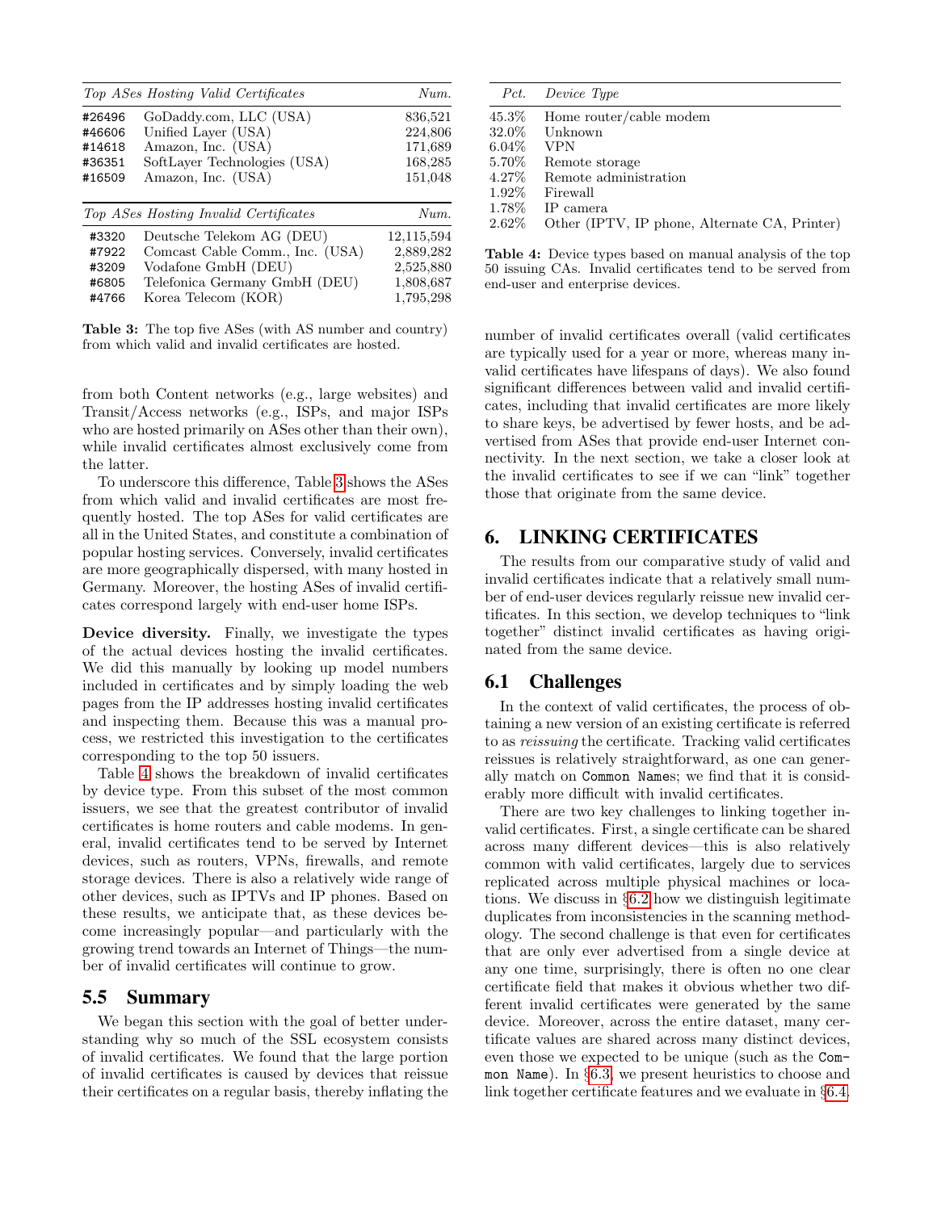| *Top ASes Hosting Valid Certificates* | | *Num.* |
|---|---|---|
| #26496 | GoDaddy.com, LLC (USA) | 836,521 |
| #46606 | Unified Layer (USA) | 224,806 |
| #14618 | Amazon, Inc. (USA) | 171,689 |
| #36351 | SoftLayer Technologies (USA) | 168,285 |
| #16509 | Amazon, Inc. (USA) | 151,048 |

| *Top ASes Hosting Invalid Certificates* | | *Num.* |
|---|---|---|
| #3320 | Deutsche Telekom AG (DEU) | 12,115,594 |
| #7922 | Comcast Cable Comm., Inc. (USA) | 2,889,282 |
| #3209 | Vodafone GmbH (DEU) | 2,525,880 |
| #6805 | Telefonica Germany GmbH (DEU) | 1,808,687 |
| #4766 | Korea Telecom (KOR) | 1,795,298 |

**Table 3:** The top five ASes (with AS number and country) from which valid and invalid certificates are hosted.

from both Content networks (e.g., large websites) and Transit/Access networks (e.g., ISPs, and major ISPs who are hosted primarily on ASes other than their own), while invalid certificates almost exclusively come from the latter.

To underscore this difference, Table 3 shows the ASes from which valid and invalid certificates are most frequently hosted. The top ASes for valid certificates are all in the United States, and constitute a combination of popular hosting services. Conversely, invalid certificates are more geographically dispersed, with many hosted in Germany. Moreover, the hosting ASes of invalid certificates correspond largely with end-user home ISPs.

**Device diversity.** Finally, we investigate the types of the actual devices hosting the invalid certificates. We did this manually by looking up model numbers included in certificates and by simply loading the web pages from the IP addresses hosting invalid certificates and inspecting them. Because this was a manual process, we restricted this investigation to the certificates corresponding to the top 50 issuers.

Table 4 shows the breakdown of invalid certificates by device type. From this subset of the most common issuers, we see that the greatest contributor of invalid certificates is home routers and cable modems. In general, invalid certificates tend to be served by Internet devices, such as routers, VPNs, firewalls, and remote storage devices. There is also a relatively wide range of other devices, such as IPTVs and IP phones. Based on these results, we anticipate that, as these devices become increasingly popular—and particularly with the growing trend towards an Internet of Things—the number of invalid certificates will continue to grow.

## 5.5 Summary

We began this section with the goal of better understanding why so much of the SSL ecosystem consists of invalid certificates. We found that the large portion of invalid certificates is caused by devices that reissue their certificates on a regular basis, thereby inflating the number of invalid certificates overall (valid certificates are typically used for a year or more, whereas many invalid certificates have lifespans of days). We also found significant differences between valid and invalid certificates, including that invalid certificates are more likely to share keys, be advertised by fewer hosts, and be advertised from ASes that provide end-user Internet connectivity. In the next section, we take a closer look at the invalid certificates to see if we can "link" together those that originate from the same device.

| *Pct.* | *Device Type* |
|---|---|
| 45.3% | Home router/cable modem |
| 32.0% | Unknown |
| 6.04% | VPN |
| 5.70% | Remote storage |
| 4.27% | Remote administration |
| 1.92% | Firewall |
| 1.78% | IP camera |
| 2.62% | Other (IPTV, IP phone, Alternate CA, Printer) |

**Table 4:** Device types based on manual analysis of the top 50 issuing CAs. Invalid certificates tend to be served from end-user and enterprise devices.

# 6. LINKING CERTIFICATES

The results from our comparative study of valid and invalid certificates indicate that a relatively small number of end-user devices regularly reissue new invalid certificates. In this section, we develop techniques to "link together" distinct invalid certificates as having originated from the same device.

## 6.1 Challenges

In the context of valid certificates, the process of obtaining a new version of an existing certificate is referred to as *reissuing* the certificate. Tracking valid certificates reissues is relatively straightforward, as one can generally match on Common Names; we find that it is considerably more difficult with invalid certificates.

There are two key challenges to linking together invalid certificates. First, a single certificate can be shared across many different devices—this is also relatively common with valid certificates, largely due to services replicated across multiple physical machines or locations. We discuss in §6.2 how we distinguish legitimate duplicates from inconsistencies in the scanning methodology. The second challenge is that even for certificates that are only ever advertised from a single device at any one time, surprisingly, there is often no one clear certificate field that makes it obvious whether two different invalid certificates were generated by the same device. Moreover, across the entire dataset, many certificate values are shared across many distinct devices, even those we expected to be unique (such as the Common Name). In §6.3, we present heuristics to choose and link together certificate features and we evaluate in §6.4.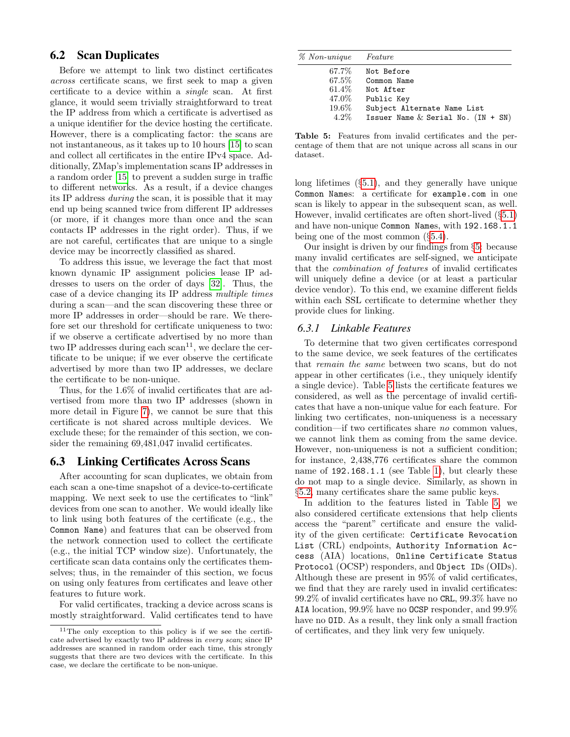## 6.2 Scan Duplicates

Before we attempt to link two distinct certificates *across* certificate scans, we first seek to map a given certificate to a device within a *single* scan. At first glance, it would seem trivially straightforward to treat the IP address from which a certificate is advertised as a unique identifier for the device hosting the certificate. However, there is a complicating factor: the scans are not instantaneous, as it takes up to 10 hours [15] to scan and collect all certificates in the entire IPv4 space. Additionally, ZMap's implementation scans IP addresses in a random order [15] to prevent a sudden surge in traffic to different networks. As a result, if a device changes its IP address *during* the scan, it is possible that it may end up being scanned twice from different IP addresses (or more, if it changes more than once and the scan contacts IP addresses in the right order). Thus, if we are not careful, certificates that are unique to a single device may be incorrectly classified as shared.

To address this issue, we leverage the fact that most known dynamic IP assignment policies lease IP addresses to users on the order of days [32]. Thus, the case of a device changing its IP address *multiple times* during a scan—and the scan discovering these three or more IP addresses in order—should be rare. We therefore set our threshold for certificate uniqueness to two: if we observe a certificate advertised by no more than two IP addresses during each scan[11], we declare the certificate to be unique; if we ever observe the certificate advertised by more than two IP addresses, we declare the certificate to be non-unique.

Thus, for the 1.6% of invalid certificates that are advertised from more than two IP addresses (shown in more detail in Figure 7), we cannot be sure that this certificate is not shared across multiple devices. We exclude these; for the remainder of this section, we consider the remaining 69,481,047 invalid certificates.

## 6.3 Linking Certificates Across Scans

After accounting for scan duplicates, we obtain from each scan a one-time snapshot of a device-to-certificate mapping. We next seek to use the certificates to "link" devices from one scan to another. We would ideally like to link using both features of the certificate (e.g., the `Common Name`) and features that can be observed from the network connection used to collect the certificate (e.g., the initial TCP window size). Unfortunately, the certificate scan data contains only the certificates themselves; thus, in the remainder of this section, we focus on using only features from certificates and leave other features to future work.

For valid certificates, tracking a device across scans is mostly straightforward. Valid certificates tend to have long lifetimes (§5.1), and they generally have unique `Common Names`: a certificate for `example.com` in one scan is likely to appear in the subsequent scan, as well. However, invalid certificates are often short-lived (§5.1) and have non-unique `Common Names`, with `192.168.1.1` being one of the most common (§5.4).

Our insight is driven by our findings from §5: because many invalid certificates are self-signed, we anticipate that the *combination of features* of invalid certificates will uniquely define a device (or at least a particular device vendor). To this end, we examine different fields within each SSL certificate to determine whether they provide clues for linking.

| *% Non-unique* | *Feature* |
|---|---|
| 67.7% | `Not Before` |
| 67.5% | `Common Name` |
| 61.4% | `Not After` |
| 47.0% | `Public Key` |
| 19.6% | `Subject Alternate Name List` |
| 4.2% | `Issuer Name & Serial No. (IN + SN)` |

**Table 5:** Features from invalid certificates and the percentage of them that are not unique across all scans in our dataset.

### 6.3.1 Linkable Features

To determine that two given certificates correspond to the same device, we seek features of the certificates that *remain the same* between two scans, but do not appear in other certificates (i.e., they uniquely identify a single device). Table 5 lists the certificate features we considered, as well as the percentage of invalid certificates that have a non-unique value for each feature. For linking two certificates, non-uniqueness is a necessary condition—if two certificates share *no* common values, we cannot link them as coming from the same device. However, non-uniqueness is not a sufficient condition; for instance, 2,438,776 certificates share the common name of `192.168.1.1` (see Table 1), but clearly these do not map to a single device. Similarly, as shown in §5.2, many certificates share the same public keys.

In addition to the features listed in Table 5, we also considered certificate extensions that help clients access the "parent" certificate and ensure the validity of the given certificate: `Certificate Revocation List` (CRL) endpoints, `Authority Information Access` (AIA) locations, `Online Certificate Status Protocol` (OCSP) responders, and `Object IDs` (OIDs). Although these are present in 95% of valid certificates, we find that they are rarely used in invalid certificates: 99.2% of invalid certificates have no `CRL`, 99.3% have no `AIA` location, 99.9% have no `OCSP` responder, and 99.9% have no `OID`. As a result, they link only a small fraction of certificates, and they link very few uniquely.

[11] The only exception to this policy is if we see the certificate advertised by exactly two IP address in *every scan*; since IP addresses are scanned in random order each time, this strongly suggests that there are two devices with the certificate. In this case, we declare the certificate to be non-unique.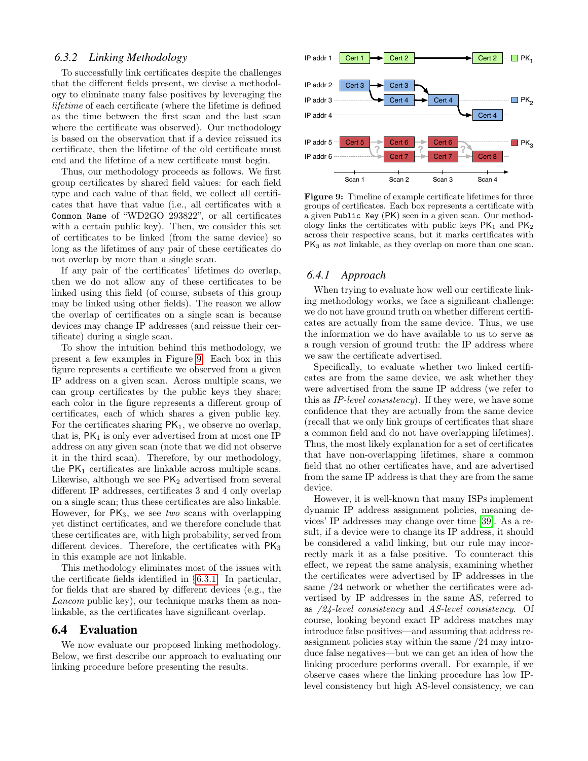### 6.3.2 *Linking Methodology*

To successfully link certificates despite the challenges that the different fields present, we devise a methodology to eliminate many false positives by leveraging the *lifetime* of each certificate (where the lifetime is defined as the time between the first scan and the last scan where the certificate was observed). Our methodology is based on the observation that if a device reissued its certificate, then the lifetime of the old certificate must end and the lifetime of a new certificate must begin.

Thus, our methodology proceeds as follows. We first group certificates by shared field values: for each field type and each value of that field, we collect all certificates that have that value (i.e., all certificates with a `Common Name` of "WD2GO 293822", or all certificates with a certain public key). Then, we consider this set of certificates to be linked (from the same device) so long as the lifetimes of any pair of these certificates do not overlap by more than a single scan.

If any pair of the certificates' lifetimes do overlap, then we do not allow any of these certificates to be linked using this field (of course, subsets of this group may be linked using other fields). The reason we allow the overlap of certificates on a single scan is because devices may change IP addresses (and reissue their certificate) during a single scan.

To show the intuition behind this methodology, we present a few examples in Figure 9. Each box in this figure represents a certificate we observed from a given IP address on a given scan. Across multiple scans, we can group certificates by the public keys they share; each color in the figure represents a different group of certificates, each of which shares a given public key. For the certificates sharing $\mathsf{PK}_1$, we observe no overlap, that is, $\mathsf{PK}_1$ is only ever advertised from at most one IP address on any given scan (note that we did not observe it in the third scan). Therefore, by our methodology, the $\mathsf{PK}_1$ certificates are linkable across multiple scans. Likewise, although we see $\mathsf{PK}_2$ advertised from several different IP addresses, certificates 3 and 4 only overlap on a single scan; thus these certificates are also linkable. However, for $\mathsf{PK}_3$, we see *two* scans with overlapping yet distinct certificates, and we therefore conclude that these certificates are, with high probability, served from different devices. Therefore, the certificates with $\mathsf{PK}_3$ in this example are not linkable.

This methodology eliminates most of the issues with the certificate fields identified in §6.3.1. In particular, for fields that are shared by different devices (e.g., the *Lancom* public key), our technique marks them as non-linkable, as the certificates have significant overlap.

## 6.4 Evaluation

We now evaluate our proposed linking methodology. Below, we first describe our approach to evaluating our linking procedure before presenting the results.

IP addr 1
Cert 1
Cert 2
Cert 2
PK1
IP addr 2
Cert 3
Cert 3
IP addr 3
Cert 4
Cert 4
PK2
IP addr 4
Cert 4
IP addr 5
Cert 5
Cert 6
Cert 6
PK3
IP addr 6
Cert 7
Cert 7
Cert 8
?
?
?
Scan 1
Scan 2
Scan 3
Scan 4

**Figure 9:** Timeline of example certificate lifetimes for three groups of certificates. Each box represents a certificate with a given `Public Key` (PK) seen in a given scan. Our methodology links the certificates with public keys $\mathsf{PK}_1$ and $\mathsf{PK}_2$ across their respective scans, but it marks certificates with $\mathsf{PK}_3$ as *not* linkable, as they overlap on more than one scan.

### 6.4.1 *Approach*

When trying to evaluate how well our certificate linking methodology works, we face a significant challenge: we do not have ground truth on whether different certificates are actually from the same device. Thus, we use the information we do have available to us to serve as a rough version of ground truth: the IP address where we saw the certificate advertised.

Specifically, to evaluate whether two linked certificates are from the same device, we ask whether they were advertised from the same IP address (we refer to this as *IP-level consistency*). If they were, we have some confidence that they are actually from the same device (recall that we only link groups of certificates that share a common field and do not have overlapping lifetimes). Thus, the most likely explanation for a set of certificates that have non-overlapping lifetimes, share a common field that no other certificates have, and are advertised from the same IP address is that they are from the same device.

However, it is well-known that many ISPs implement dynamic IP address assignment policies, meaning devices' IP addresses may change over time [39]. As a result, if a device were to change its IP address, it should be considered a valid linking, but our rule may incorrectly mark it as a false positive. To counteract this effect, we repeat the same analysis, examining whether the certificates were advertised by IP addresses in the same /24 network or whether the certificates were advertised by IP addresses in the same AS, referred to as */24-level consistency* and *AS-level consistency*. Of course, looking beyond exact IP address matches may introduce false positives—and assuming that address reassignment policies stay within the same /24 may introduce false negatives—but we can get an idea of how the linking procedure performs overall. For example, if we observe cases where the linking procedure has low IP-level consistency but high AS-level consistency, we can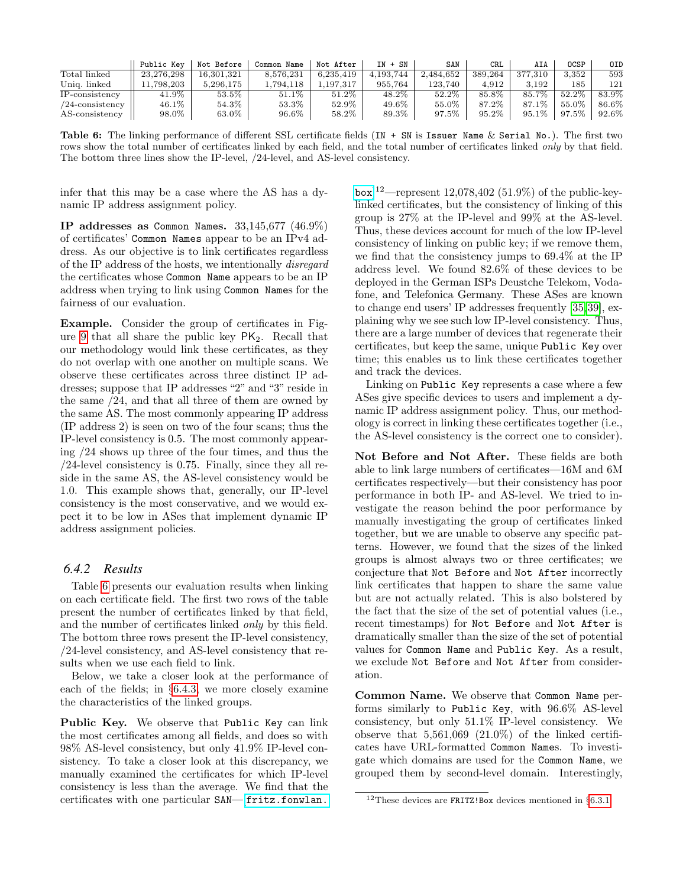| | Public Key | Not Before | Common Name | Not After | IN + SN | SAN | CRL | AIA | OCSP | OID |
|---|---|---|---|---|---|---|---|---|---|---|
| Total linked | 23,276,298 | 16,301,321 | 8,576,231 | 6,235,419 | 4,193,744 | 2,484,652 | 389,264 | 377,310 | 3,352 | 593 |
| Uniq. linked | 11,798,203 | 5,296,175 | 1,794,118 | 1,197,317 | 955,764 | 123,740 | 4,912 | 3,192 | 185 | 121 |
| IP-consistency | 41.9% | 53.5% | 51.1% | 51.2% | 48.2% | 52.2% | 85.8% | 85.7% | 52.2% | 83.9% |
| /24-consistency | 46.1% | 54.3% | 53.3% | 52.9% | 49.6% | 55.0% | 87.2% | 87.1% | 55.0% | 86.6% |
| AS-consistency | 98.0% | 63.0% | 96.6% | 58.2% | 89.3% | 97.5% | 95.2% | 95.1% | 97.5% | 92.6% |

**Table 6:** The linking performance of different SSL certificate fields (IN + SN is Issuer Name & Serial No.). The first two rows show the total number of certificates linked by each field, and the total number of certificates linked *only* by that field. The bottom three lines show the IP-level, /24-level, and AS-level consistency.

infer that this may be a case where the AS has a dynamic IP address assignment policy.

**IP addresses as Common Names.** 33,145,677 (46.9%) of certificates' Common Names appear to be an IPv4 address. As our objective is to link certificates regardless of the IP address of the hosts, we intentionally *disregard* the certificates whose Common Name appears to be an IP address when trying to link using Common Names for the fairness of our evaluation.

**Example.** Consider the group of certificates in Figure 9 that all share the public key $\mathsf{PK}_2$. Recall that our methodology would link these certificates, as they do not overlap with one another on multiple scans. We observe these certificates across three distinct IP addresses; suppose that IP addresses "2" and "3" reside in the same /24, and that all three of them are owned by the same AS. The most commonly appearing IP address (IP address 2) is seen on two of the four scans; thus the IP-level consistency is 0.5. The most commonly appearing /24 shows up three of the four times, and thus the /24-level consistency is 0.75. Finally, since they all reside in the same AS, the AS-level consistency would be 1.0. This example shows that, generally, our IP-level consistency is the most conservative, and we would expect it to be low in ASes that implement dynamic IP address assignment policies.

### 6.4.2 Results

Table 6 presents our evaluation results when linking on each certificate field. The first two rows of the table present the number of certificates linked by that field, and the number of certificates linked *only* by this field. The bottom three rows present the IP-level consistency, /24-level consistency, and AS-level consistency that results when we use each field to link.

Below, we take a closer look at the performance of each of the fields; in §6.4.3, we more closely examine the characteristics of the linked groups.

**Public Key.** We observe that Public Key can link the most certificates among all fields, and does so with 98% AS-level consistency, but only 41.9% IP-level consistency. To take a closer look at this discrepancy, we manually examined the certificates for which IP-level consistency is less than the average. We find that the certificates with one particular SAN—fritz.fonwlan.box[12]—represent 12,078,402 (51.9%) of the public-key-linked certificates, but the consistency of linking of this group is 27% at the IP-level and 99% at the AS-level. Thus, these devices account for much of the low IP-level consistency of linking on public key; if we remove them, we find that the consistency jumps to 69.4% at the IP address level. We found 82.6% of these devices to be deployed in the German ISPs Deustche Telekom, Vodafone, and Telefonica Germany. These ASes are known to change end users' IP addresses frequently [35,39], explaining why we see such low IP-level consistency. Thus, there are a large number of devices that regenerate their certificates, but keep the same, unique Public Key over time; this enables us to link these certificates together and track the devices.

Linking on Public Key represents a case where a few ASes give specific devices to users and implement a dynamic IP address assignment policy. Thus, our methodology is correct in linking these certificates together (i.e., the AS-level consistency is the correct one to consider).

**Not Before and Not After.** These fields are both able to link large numbers of certificates—16M and 6M certificates respectively—but their consistency has poor performance in both IP- and AS-level. We tried to investigate the reason behind the poor performance by manually investigating the group of certificates linked together, but we are unable to observe any specific patterns. However, we found that the sizes of the linked groups is almost always two or three certificates; we conjecture that Not Before and Not After incorrectly link certificates that happen to share the same value but are not actually related. This is also bolstered by the fact that the size of the set of potential values (i.e., recent timestamps) for Not Before and Not After is dramatically smaller than the size of the set of potential values for Common Name and Public Key. As a result, we exclude Not Before and Not After from consideration.

**Common Name.** We observe that Common Name performs similarly to Public Key, with 96.6% AS-level consistency, but only 51.1% IP-level consistency. We observe that 5,561,069 (21.0%) of the linked certificates have URL-formatted Common Names. To investigate which domains are used for the Common Name, we grouped them by second-level domain. Interestingly,

[12]These devices are FRITZ!Box devices mentioned in §6.3.1.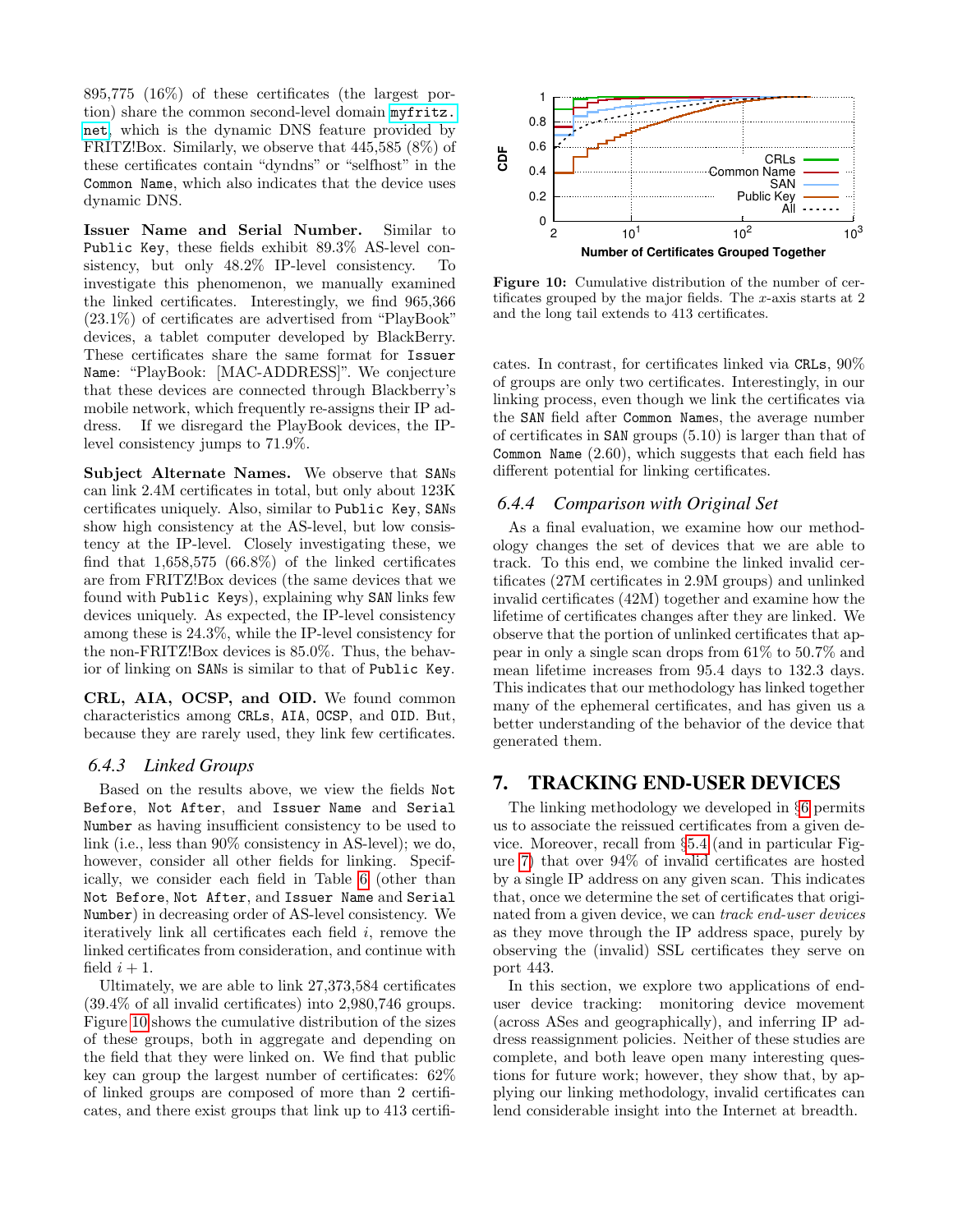895,775 (16%) of these certificates (the largest portion) share the common second-level domain myfritz.net, which is the dynamic DNS feature provided by FRITZ!Box. Similarly, we observe that 445,585 (8%) of these certificates contain "dyndns" or "selfhost" in the Common Name, which also indicates that the device uses dynamic DNS.

**Issuer Name and Serial Number.** Similar to Public Key, these fields exhibit 89.3% AS-level consistency, but only 48.2% IP-level consistency. To investigate this phenomenon, we manually examined the linked certificates. Interestingly, we find 965,366 (23.1%) of certificates are advertised from "PlayBook" devices, a tablet computer developed by BlackBerry. These certificates share the same format for Issuer Name: "PlayBook: [MAC-ADDRESS]". We conjecture that these devices are connected through Blackberry's mobile network, which frequently re-assigns their IP address. If we disregard the PlayBook devices, the IP-level consistency jumps to 71.9%.

**Subject Alternate Names.** We observe that SANs can link 2.4M certificates in total, but only about 123K certificates uniquely. Also, similar to Public Key, SANs show high consistency at the AS-level, but low consistency at the IP-level. Closely investigating these, we find that 1,658,575 (66.8%) of the linked certificates are from FRITZ!Box devices (the same devices that we found with Public Keys), explaining why SAN links few devices uniquely. As expected, the IP-level consistency among these is 24.3%, while the IP-level consistency for the non-FRITZ!Box devices is 85.0%. Thus, the behavior of linking on SANs is similar to that of Public Key.

**CRL, AIA, OCSP, and OID.** We found common characteristics among CRLs, AIA, OCSP, and OID. But, because they are rarely used, they link few certificates.

### 6.4.3 Linked Groups

Based on the results above, we view the fields Not Before, Not After, and Issuer Name and Serial Number as having insufficient consistency to be used to link (i.e., less than 90% consistency in AS-level); we do, however, consider all other fields for linking. Specifically, we consider each field in Table 6 (other than Not Before, Not After, and Issuer Name and Serial Number) in decreasing order of AS-level consistency. We iteratively link all certificates each field $i$, remove the linked certificates from consideration, and continue with field $i + 1$.

Ultimately, we are able to link 27,373,584 certificates (39.4% of all invalid certificates) into 2,980,746 groups. Figure 10 shows the cumulative distribution of the sizes of these groups, both in aggregate and depending on the field that they were linked on. We find that public key can group the largest number of certificates: 62% of linked groups are composed of more than 2 certificates, and there exist groups that link up to 413 certificates. In contrast, for certificates linked via CRLs, 90% of groups are only two certificates. Interestingly, in our linking process, even though we link the certificates via the SAN field after Common Names, the average number of certificates in SAN groups (5.10) is larger than that of Common Name (2.60), which suggests that each field has different potential for linking certificates.

CDF
1
0.8
0.6
0.4
0.2
0
2
$10^1$
$10^2$
$10^3$
Number of Certificates Grouped Together
CRLs
Common Name
SAN
Public Key
All

**Figure 10:** Cumulative distribution of the number of certificates grouped by the major fields. The $x$-axis starts at 2 and the long tail extends to 413 certificates.

### 6.4.4 Comparison with Original Set

As a final evaluation, we examine how our methodology changes the set of devices that we are able to track. To this end, we combine the linked invalid certificates (27M certificates in 2.9M groups) and unlinked invalid certificates (42M) together and examine how the lifetime of certificates changes after they are linked. We observe that the portion of unlinked certificates that appear in only a single scan drops from 61% to 50.7% and mean lifetime increases from 95.4 days to 132.3 days. This indicates that our methodology has linked together many of the ephemeral certificates, and has given us a better understanding of the behavior of the device that generated them.

## 7. TRACKING END-USER DEVICES

The linking methodology we developed in §6 permits us to associate the reissued certificates from a given device. Moreover, recall from §5.4 (and in particular Figure 7) that over 94% of invalid certificates are hosted by a single IP address on any given scan. This indicates that, once we determine the set of certificates that originated from a given device, we can *track end-user devices* as they move through the IP address space, purely by observing the (invalid) SSL certificates they serve on port 443.

In this section, we explore two applications of end-user device tracking: monitoring device movement (across ASes and geographically), and inferring IP address reassignment policies. Neither of these studies are complete, and both leave open many interesting questions for future work; however, they show that, by applying our linking methodology, invalid certificates can lend considerable insight into the Internet at breadth.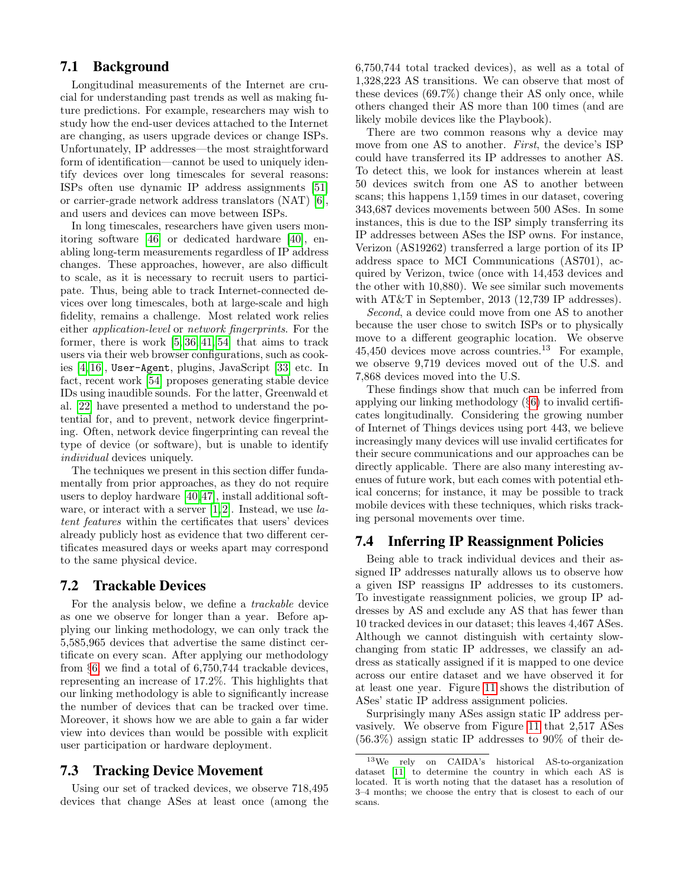### 7.1 Background

Longitudinal measurements of the Internet are crucial for understanding past trends as well as making future predictions. For example, researchers may wish to study how the end-user devices attached to the Internet are changing, as users upgrade devices or change ISPs. Unfortunately, IP addresses—the most straightforward form of identification—cannot be used to uniquely identify devices over long timescales for several reasons: ISPs often use dynamic IP address assignments [51] or carrier-grade network address translators (NAT) [6], and users and devices can move between ISPs.

In long timescales, researchers have given users monitoring software [46] or dedicated hardware [40], enabling long-term measurements regardless of IP address changes. These approaches, however, are also difficult to scale, as it is necessary to recruit users to participate. Thus, being able to track Internet-connected devices over long timescales, both at large-scale and high fidelity, remains a challenge. Most related work relies either *application-level* or *network fingerprints*. For the former, there is work [5, 36, 41, 54] that aims to track users via their web browser configurations, such as cookies [4, 16], User-Agent, plugins, JavaScript [33] etc. In fact, recent work [54] proposes generating stable device IDs using inaudible sounds. For the latter, Greenwald et al. [22] have presented a method to understand the potential for, and to prevent, network device fingerprinting. Often, network device fingerprinting can reveal the type of device (or software), but is unable to identify *individual* devices uniquely.

The techniques we present in this section differ fundamentally from prior approaches, as they do not require users to deploy hardware [40, 47], install additional software, or interact with a server [1, 2]. Instead, we use *latent features* within the certificates that users' devices already publicly host as evidence that two different certificates measured days or weeks apart may correspond to the same physical device.

### 7.2 Trackable Devices

For the analysis below, we define a *trackable* device as one we observe for longer than a year. Before applying our linking methodology, we can only track the 5,585,965 devices that advertise the same distinct certificate on every scan. After applying our methodology from §6, we find a total of 6,750,744 trackable devices, representing an increase of 17.2%. This highlights that our linking methodology is able to significantly increase the number of devices that can be tracked over time. Moreover, it shows how we are able to gain a far wider view into devices than would be possible with explicit user participation or hardware deployment.

### 7.3 Tracking Device Movement

Using our set of tracked devices, we observe 718,495 devices that change ASes at least once (among the 6,750,744 total tracked devices), as well as a total of 1,328,223 AS transitions. We can observe that most of these devices (69.7%) change their AS only once, while others changed their AS more than 100 times (and are likely mobile devices like the Playbook).

There are two common reasons why a device may move from one AS to another. *First*, the device's ISP could have transferred its IP addresses to another AS. To detect this, we look for instances wherein at least 50 devices switch from one AS to another between scans; this happens 1,159 times in our dataset, covering 343,687 devices movements between 500 ASes. In some instances, this is due to the ISP simply transferring its IP addresses between ASes the ISP owns. For instance, Verizon (AS19262) transferred a large portion of its IP address space to MCI Communications (AS701), acquired by Verizon, twice (once with 14,453 devices and the other with 10,880). We see similar such movements with AT&T in September, 2013 (12,739 IP addresses).

*Second*, a device could move from one AS to another because the user chose to switch ISPs or to physically move to a different geographic location. We observe 45,450 devices move across countries.[13] For example, we observe 9,719 devices moved out of the U.S. and 7,868 devices moved into the U.S.

These findings show that much can be inferred from applying our linking methodology (§6) to invalid certificates longitudinally. Considering the growing number of Internet of Things devices using port 443, we believe increasingly many devices will use invalid certificates for their secure communications and our approaches can be directly applicable. There are also many interesting avenues of future work, but each comes with potential ethical concerns; for instance, it may be possible to track mobile devices with these techniques, which risks tracking personal movements over time.

### 7.4 Inferring IP Reassignment Policies

Being able to track individual devices and their assigned IP addresses naturally allows us to observe how a given ISP reassigns IP addresses to its customers. To investigate reassignment policies, we group IP addresses by AS and exclude any AS that has fewer than 10 tracked devices in our dataset; this leaves 4,467 ASes. Although we cannot distinguish with certainty slow-changing from static IP addresses, we classify an address as statically assigned if it is mapped to one device across our entire dataset and we have observed it for at least one year. Figure 11 shows the distribution of ASes' static IP address assignment policies.

Surprisingly many ASes assign static IP address pervasively. We observe from Figure 11 that 2,517 ASes (56.3%) assign static IP addresses to 90% of their de-

[13] We rely on CAIDA's historical AS-to-organization dataset [11] to determine the country in which each AS is located. It is worth noting that the dataset has a resolution of 3–4 months; we choose the entry that is closest to each of our scans.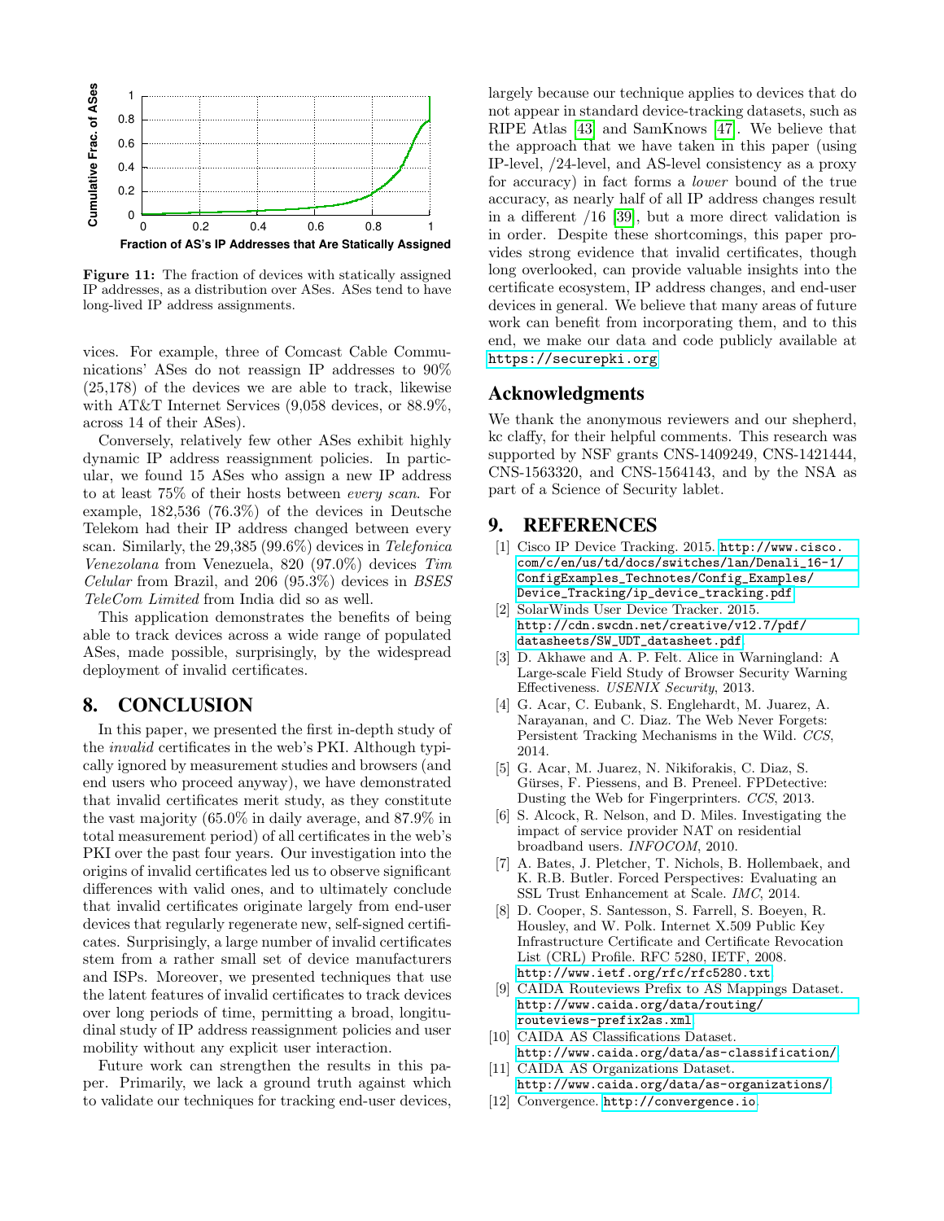Cumulative Frac. of ASes

1
0.8
0.6
0.4
0.2
0

0 0.2 0.4 0.6 0.8 1

Fraction of AS's IP Addresses that Are Statically Assigned

**Figure 11:** The fraction of devices with statically assigned IP addresses, as a distribution over ASes. ASes tend to have long-lived IP address assignments.

vices. For example, three of Comcast Cable Communications' ASes do not reassign IP addresses to 90% (25,178) of the devices we are able to track, likewise with AT&T Internet Services (9,058 devices, or 88.9%, across 14 of their ASes).

Conversely, relatively few other ASes exhibit highly dynamic IP address reassignment policies. In particular, we found 15 ASes who assign a new IP address to at least 75% of their hosts between *every scan*. For example, 182,536 (76.3%) of the devices in Deutsche Telekom had their IP address changed between every scan. Similarly, the 29,385 (99.6%) devices in *Telefonica Venezolana* from Venezuela, 820 (97.0%) devices *Tim Celular* from Brazil, and 206 (95.3%) devices in *BSES TeleCom Limited* from India did so as well.

This application demonstrates the benefits of being able to track devices across a wide range of populated ASes, made possible, surprisingly, by the widespread deployment of invalid certificates.

## 8. CONCLUSION

In this paper, we presented the first in-depth study of the *invalid* certificates in the web's PKI. Although typically ignored by measurement studies and browsers (and end users who proceed anyway), we have demonstrated that invalid certificates merit study, as they constitute the vast majority (65.0% in daily average, and 87.9% in total measurement period) of all certificates in the web's PKI over the past four years. Our investigation into the origins of invalid certificates led us to observe significant differences with valid ones, and to ultimately conclude that invalid certificates originate largely from end-user devices that regularly regenerate new, self-signed certificates. Surprisingly, a large number of invalid certificates stem from a rather small set of device manufacturers and ISPs. Moreover, we presented techniques that use the latent features of invalid certificates to track devices over long periods of time, permitting a broad, longitudinal study of IP address reassignment policies and user mobility without any explicit user interaction.

Future work can strengthen the results in this paper. Primarily, we lack a ground truth against which to validate our techniques for tracking end-user devices, largely because our technique applies to devices that do not appear in standard device-tracking datasets, such as RIPE Atlas [43] and SamKnows [47]. We believe that the approach that we have taken in this paper (using IP-level, /24-level, and AS-level consistency as a proxy for accuracy) in fact forms a *lower* bound of the true accuracy, as nearly half of all IP address changes result in a different /16 [39], but a more direct validation is in order. Despite these shortcomings, this paper provides strong evidence that invalid certificates, though long overlooked, can provide valuable insights into the certificate ecosystem, IP address changes, and end-user devices in general. We believe that many areas of future work can benefit from incorporating them, and to this end, we make our data and code publicly available at `https://securepki.org`

## Acknowledgments

We thank the anonymous reviewers and our shepherd, kc claffy, for their helpful comments. This research was supported by NSF grants CNS-1409249, CNS-1421444, CNS-1563320, and CNS-1564143, and by the NSA as part of a Science of Security lablet.

## 9. REFERENCES

[1] Cisco IP Device Tracking. 2015. `http://www.cisco.com/c/en/us/td/docs/switches/lan/Denali_16-1/ConfigExamples_Technotes/Config_Examples/Device_Tracking/ip_device_tracking.pdf`

[2] SolarWinds User Device Tracker. 2015. `http://cdn.swcdn.net/creative/v12.7/pdf/datasheets/SW_UDT_datasheet.pdf`

[3] D. Akhawe and A. P. Felt. Alice in Warningland: A Large-scale Field Study of Browser Security Warning Effectiveness. *USENIX Security*, 2013.

[4] G. Acar, C. Eubank, S. Englehardt, M. Juarez, A. Narayanan, and C. Diaz. The Web Never Forgets: Persistent Tracking Mechanisms in the Wild. *CCS*, 2014.

[5] G. Acar, M. Juarez, N. Nikiforakis, C. Diaz, S. Gürses, F. Piessens, and B. Preneel. FPDetective: Dusting the Web for Fingerprinters. *CCS*, 2013.

[6] S. Alcock, R. Nelson, and D. Miles. Investigating the impact of service provider NAT on residential broadband users. *INFOCOM*, 2010.

[7] A. Bates, J. Pletcher, T. Nichols, B. Hollembaek, and K. R.B. Butler. Forced Perspectives: Evaluating an SSL Trust Enhancement at Scale. *IMC*, 2014.

[8] D. Cooper, S. Santesson, S. Farrell, S. Boeyen, R. Housley, and W. Polk. Internet X.509 Public Key Infrastructure Certificate and Certificate Revocation List (CRL) Profile. RFC 5280, IETF, 2008. `http://www.ietf.org/rfc/rfc5280.txt`

[9] CAIDA Routeviews Prefix to AS Mappings Dataset. `http://www.caida.org/data/routing/routeviews-prefix2as.xml`

[10] CAIDA AS Classifications Dataset. `http://www.caida.org/data/as-classification/`

[11] CAIDA AS Organizations Dataset. `http://www.caida.org/data/as-organizations/`

[12] Convergence. `http://convergence.io`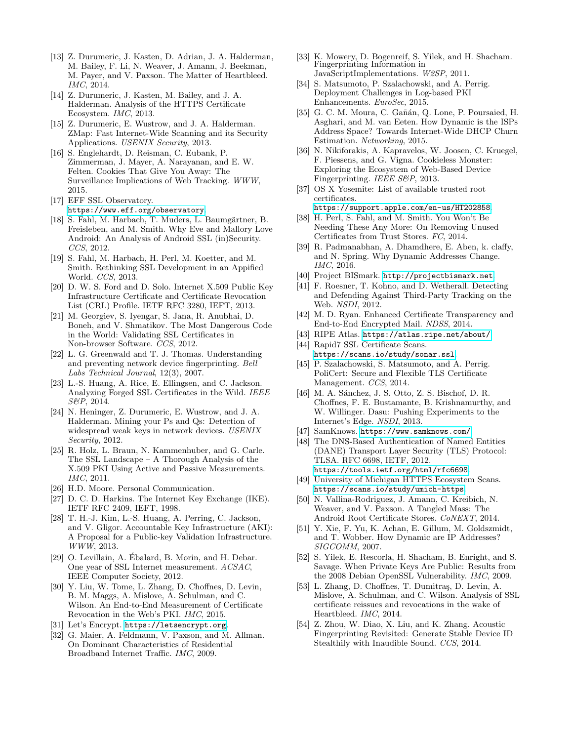[13] Z. Durumeric, J. Kasten, D. Adrian, J. A. Halderman, M. Bailey, F. Li, N. Weaver, J. Amann, J. Beekman, M. Payer, and V. Paxson. The Matter of Heartbleed. *IMC*, 2014.

[14] Z. Durumeric, J. Kasten, M. Bailey, and J. A. Halderman. Analysis of the HTTPS Certificate Ecosystem. *IMC*, 2013.

[15] Z. Durumeric, E. Wustrow, and J. A. Halderman. ZMap: Fast Internet-Wide Scanning and its Security Applications. *USENIX Security*, 2013.

[16] S. Englehardt, D. Reisman, C. Eubank, P. Zimmerman, J. Mayer, A. Narayanan, and E. W. Felten. Cookies That Give You Away: The Surveillance Implications of Web Tracking. *WWW*, 2015.

[17] EFF SSL Observatory. https://www.eff.org/observatory.

[18] S. Fahl, M. Harbach, T. Muders, L. Baumgärtner, B. Freisleben, and M. Smith. Why Eve and Mallory Love Android: An Analysis of Android SSL (in)Security. *CCS*, 2012.

[19] S. Fahl, M. Harbach, H. Perl, M. Koetter, and M. Smith. Rethinking SSL Development in an Appified World. *CCS*, 2013.

[20] D. W. S. Ford and D. Solo. Internet X.509 Public Key Infrastructure Certificate and Certificate Revocation List (CRL) Profile. IETF RFC 3280, IEFT, 2013.

[21] M. Georgiev, S. Iyengar, S. Jana, R. Anubhai, D. Boneh, and V. Shmatikov. The Most Dangerous Code in the World: Validating SSL Certificates in Non-browser Software. *CCS*, 2012.

[22] L. G. Greenwald and T. J. Thomas. Understanding and preventing network device fingerprinting. *Bell Labs Technical Journal*, 12(3), 2007.

[23] L.-S. Huang, A. Rice, E. Ellingsen, and C. Jackson. Analyzing Forged SSL Certificates in the Wild. *IEEE S&P*, 2014.

[24] N. Heninger, Z. Durumeric, E. Wustrow, and J. A. Halderman. Mining your Ps and Qs: Detection of widespread weak keys in network devices. *USENIX Security*, 2012.

[25] R. Holz, L. Braun, N. Kammenhuber, and G. Carle. The SSL Landscape – A Thorough Analysis of the X.509 PKI Using Active and Passive Measurements. *IMC*, 2011.

[26] H.D. Moore. Personal Communication.

[27] D. C. D. Harkins. The Internet Key Exchange (IKE). IETF RFC 2409, IEFT, 1998.

[28] T. H.-J. Kim, L.-S. Huang, A. Perring, C. Jackson, and V. Gligor. Accountable Key Infrastructure (AKI): A Proposal for a Public-key Validation Infrastructure. *WWW*, 2013.

[29] O. Levillain, A. Ébalard, B. Morin, and H. Debar. One year of SSL Internet measurement. *ACSAC*, IEEE Computer Society, 2012.

[30] Y. Liu, W. Tome, L. Zhang, D. Choffnes, D. Levin, B. M. Maggs, A. Mislove, A. Schulman, and C. Wilson. An End-to-End Measurement of Certificate Revocation in the Web's PKI. *IMC*, 2015.

[31] Let's Encrypt. https://letsencrypt.org.

[32] G. Maier, A. Feldmann, V. Paxson, and M. Allman. On Dominant Characteristics of Residential Broadband Internet Traffic. *IMC*, 2009.

[33] K. Mowery, D. Bogenreif, S. Yilek, and H. Shacham. Fingerprinting Information in JavaScriptImplementations. *W2SP*, 2011.

[34] S. Matsumoto, P. Szalachowski, and A. Perrig. Deployment Challenges in Log-based PKI Enhancements. *EuroSec*, 2015.

[35] G. C. M. Moura, C. Gañán, Q. Lone, P. Poursaied, H. Asghari, and M. van Eeten. How Dynamic is the ISPs Address Space? Towards Internet-Wide DHCP Churn Estimation. *Networking*, 2015.

[36] N. Nikiforakis, A. Kapravelos, W. Joosen, C. Kruegel, F. Piessens, and G. Vigna. Cookieless Monster: Exploring the Ecosystem of Web-Based Device Fingerprinting. *IEEE S&P*, 2013.

[37] OS X Yosemite: List of available trusted root certificates. https://support.apple.com/en-us/HT202858.

[38] H. Perl, S. Fahl, and M. Smith. You Won't Be Needing These Any More: On Removing Unused Certificates from Trust Stores. *FC*, 2014.

[39] R. Padmanabhan, A. Dhamdhere, E. Aben, k. claffy, and N. Spring. Why Dynamic Addresses Change. *IMC*, 2016.

[40] Project BISmark. http://projectbismark.net.

[41] F. Roesner, T. Kohno, and D. Wetherall. Detecting and Defending Against Third-Party Tracking on the Web. *NSDI*, 2012.

[42] M. D. Ryan. Enhanced Certificate Transparency and End-to-End Encrypted Mail. *NDSS*, 2014.

[43] RIPE Atlas. https://atlas.ripe.net/about/.

[44] Rapid7 SSL Certificate Scans. https://scans.io/study/sonar.ssl.

[45] P. Szalachowski, S. Matsumoto, and A. Perrig. PoliCert: Secure and Flexible TLS Certificate Management. *CCS*, 2014.

[46] M. A. Sánchez, J. S. Otto, Z. S. Bischof, D. R. Choffnes, F. E. Bustamante, B. Krishnamurthy, and W. Willinger. Dasu: Pushing Experiments to the Internet's Edge. *NSDI*, 2013.

[47] SamKnows. https://www.samknows.com/.

[48] The DNS-Based Authentication of Named Entities (DANE) Transport Layer Security (TLS) Protocol: TLSA. RFC 6698, IETF, 2012. https://tools.ietf.org/html/rfc6698.

[49] University of Michigan HTTPS Ecosystem Scans. https://scans.io/study/umich-https.

[50] N. Vallina-Rodriguez, J. Amann, C. Kreibich, N. Weaver, and V. Paxson. A Tangled Mass: The Android Root Certificate Stores. *CoNEXT*, 2014.

[51] Y. Xie, F. Yu, K. Achan, E. Gillum, M. Goldszmidt, and T. Wobber. How Dynamic are IP Addresses? *SIGCOMM*, 2007.

[52] S. Yilek, E. Rescorla, H. Shacham, B. Enright, and S. Savage. When Private Keys Are Public: Results from the 2008 Debian OpenSSL Vulnerability. *IMC*, 2009.

[53] L. Zhang, D. Choffnes, T. Dumitraş, D. Levin, A. Mislove, A. Schulman, and C. Wilson. Analysis of SSL certificate reissues and revocations in the wake of Heartbleed. *IMC*, 2014.

[54] Z. Zhou, W. Diao, X. Liu, and K. Zhang. Acoustic Fingerprinting Revisited: Generate Stable Device ID Stealthily with Inaudible Sound. *CCS*, 2014.